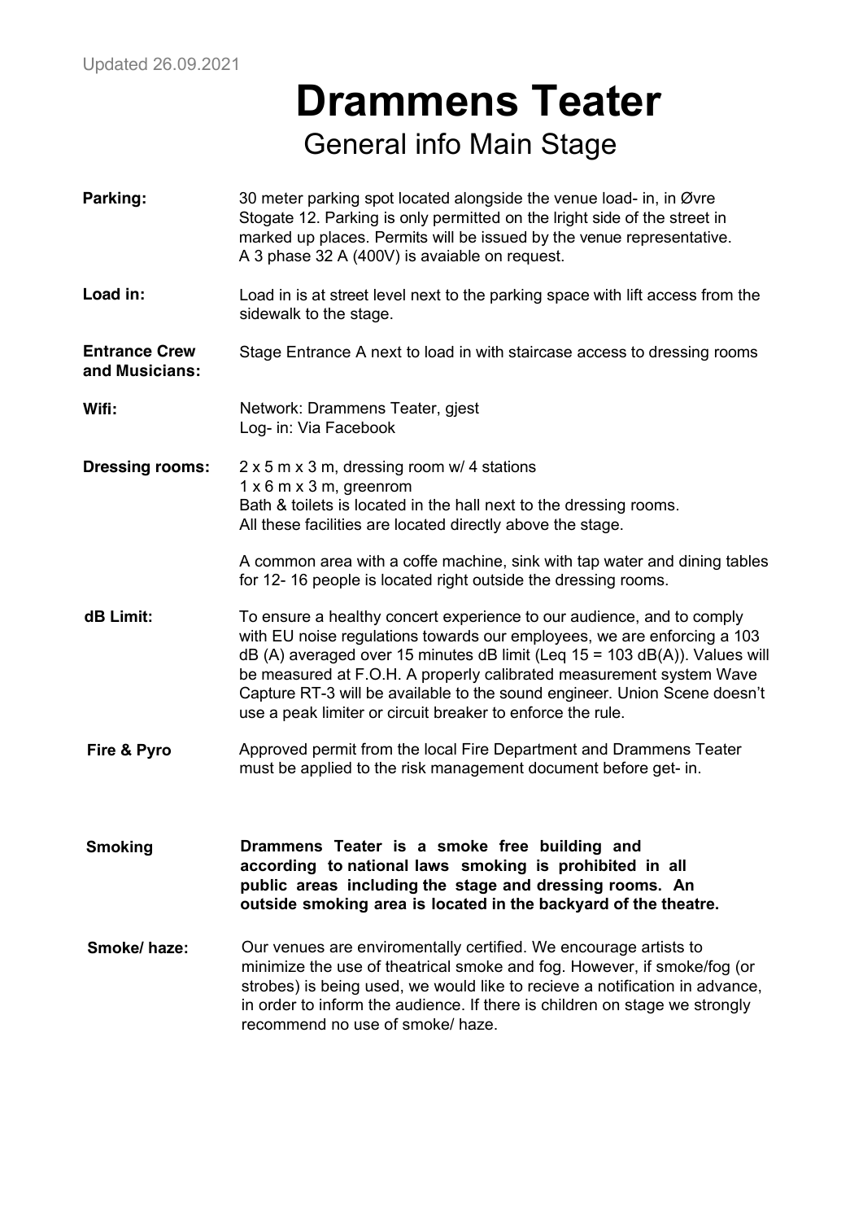Updated 26.09.2021

# Drammens Teater

## General info Main Stage

| | |
|---|---|
| **Parking:** | 30 meter parking spot located alongside the venue load- in, in Øvre Stogate 12. Parking is only permitted on the lright side of the street in marked up places. Permits will be issued by the venue representative. A 3 phase 32 A (400V) is avaiable on request. |
| **Load in:** | Load in is at street level next to the parking space with lift access from the sidewalk to the stage. |
| **Entrance Crew and Musicians:** | Stage Entrance A next to load in with staircase access to dressing rooms |
| **Wifi:** | Network: Drammens Teater, gjest<br>Log- in: Via Facebook |
| **Dressing rooms:** | 2 x 5 m x 3 m, dressing room w/ 4 stations<br>1 x 6 m x 3 m, greenrom<br>Bath & toilets is located in the hall next to the dressing rooms.<br>All these facilities are located directly above the stage.<br><br>A common area with a coffe machine, sink with tap water and dining tables for 12- 16 people is located right outside the dressing rooms. |
| **dB Limit:** | To ensure a healthy concert experience to our audience, and to comply with EU noise regulations towards our employees, we are enforcing a 103 dB (A) averaged over 15 minutes dB limit (Leq 15 = 103 dB(A)). Values will be measured at F.O.H. A properly calibrated measurement system Wave Capture RT-3 will be available to the sound engineer. Union Scene doesn't use a peak limiter or circuit breaker to enforce the rule. |
| **Fire & Pyro** | Approved permit from the local Fire Department and Drammens Teater must be applied to the risk management document before get- in. |
| **Smoking** | **Drammens Teater is a smoke free building and according to national laws smoking is prohibited in all public areas including the stage and dressing rooms. An outside smoking area is located in the backyard of the theatre.** |
| **Smoke/ haze:** | Our venues are enviromentally certified. We encourage artists to minimize the use of theatrical smoke and fog. However, if smoke/fog (or strobes) is being used, we would like to recieve a notification in advance, in order to inform the audience. If there is children on stage we strongly recommend no use of smoke/ haze. |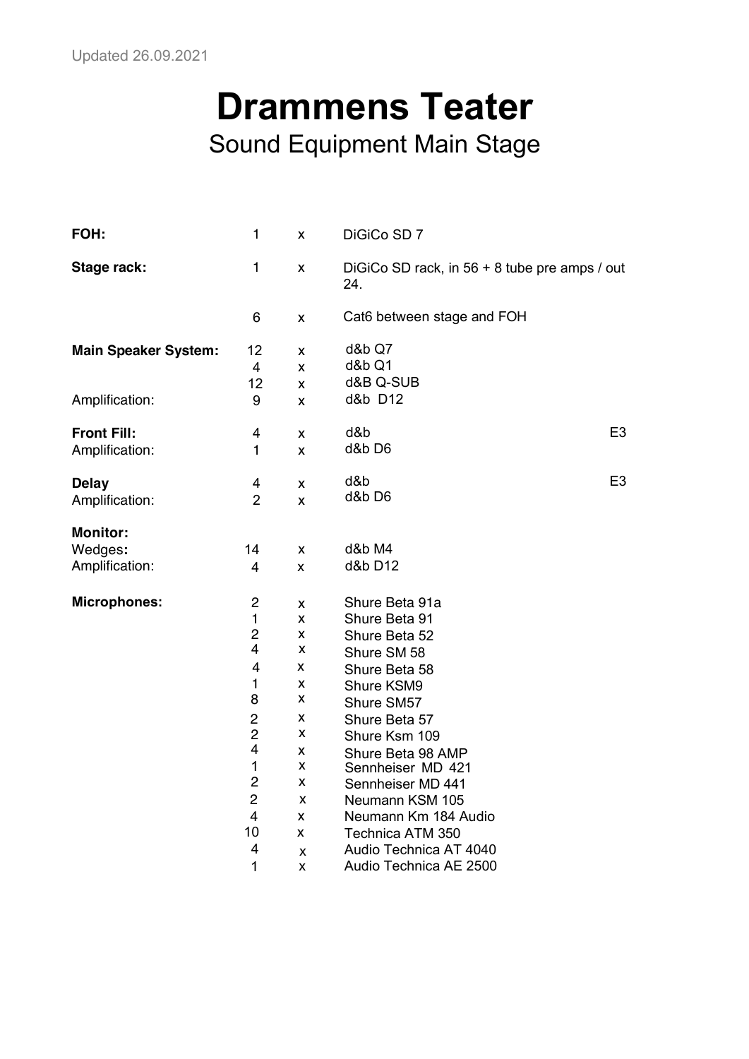Updated 26.09.2021

# Drammens Teater

## Sound Equipment Main Stage

| | | | |
|---|---|---|---|
| **FOH:** | 1 | x | DiGiCo SD 7 |
| **Stage rack:** | 1 | x | DiGiCo SD rack, in 56 + 8 tube pre amps / out 24. |
| | 6 | x | Cat6 between stage and FOH |
| **Main Speaker System:** | 12 | x | d&b Q7 |
| | 4 | x | d&b Q1 |
| | 12 | x | d&B Q-SUB |
| Amplification: | 9 | x | d&b D12 |
| **Front Fill:** | 4 | x | d&b E3 |
| Amplification: | 1 | x | d&b D6 |
| **Delay** | 4 | x | d&b E3 |
| Amplification: | 2 | x | d&b D6 |
| **Monitor:** | | | |
| Wedges**:** | 14 | x | d&b M4 |
| Amplification: | 4 | x | d&b D12 |
| **Microphones:** | 2 | x | Shure Beta 91a |
| | 1 | x | Shure Beta 91 |
| | 2 | x | Shure Beta 52 |
| | 4 | x | Shure SM 58 |
| | 4 | x | Shure Beta 58 |
| | 1 | x | Shure KSM9 |
| | 8 | x | Shure SM57 |
| | 2 | x | Shure Beta 57 |
| | 2 | x | Shure Ksm 109 |
| | 4 | x | Shure Beta 98 AMP |
| | 1 | x | Sennheiser MD 421 |
| | 2 | x | Sennheiser MD 441 |
| | 2 | x | Neumann KSM 105 |
| | 4 | x | Neumann Km 184 Audio |
| | 10 | x | Technica ATM 350 |
| | 4 | x | Audio Technica AT 4040 |
| | 1 | x | Audio Technica AE 2500 |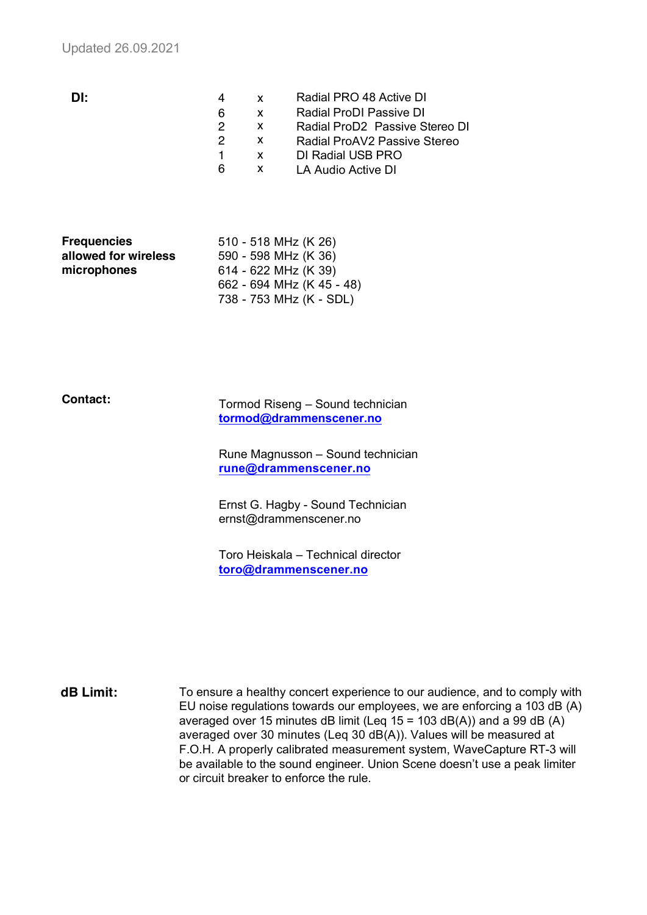Updated 26.09.2021

**DI:**

| | | |
|---|---|---|
| 4 | x | Radial PRO 48 Active DI |
| 6 | x | Radial ProDI Passive DI |
| 2 | x | Radial ProD2 Passive Stereo DI |
| 2 | x | Radial ProAV2 Passive Stereo |
| 1 | x | DI Radial USB PRO |
| 6 | x | LA Audio Active DI |

**Frequencies allowed for wireless microphones**

510 - 518 MHz (K 26)
590 - 598 MHz (K 36)
614 - 622 MHz (K 39)
662 - 694 MHz (K 45 - 48)
738 - 753 MHz (K - SDL)

**Contact:**

Tormod Riseng – Sound technician
**tormod@drammenscener.no**

Rune Magnusson – Sound technician
**rune@drammenscener.no**

Ernst G. Hagby - Sound Technician
ernst@drammenscener.no

Toro Heiskala – Technical director
**toro@drammenscener.no**

**dB Limit:**

To ensure a healthy concert experience to our audience, and to comply with EU noise regulations towards our employees, we are enforcing a 103 dB (A) averaged over 15 minutes dB limit (Leq 15 = 103 dB(A)) and a 99 dB (A) averaged over 30 minutes (Leq 30 dB(A)). Values will be measured at F.O.H. A properly calibrated measurement system, WaveCapture RT-3 will be available to the sound engineer. Union Scene doesn't use a peak limiter or circuit breaker to enforce the rule.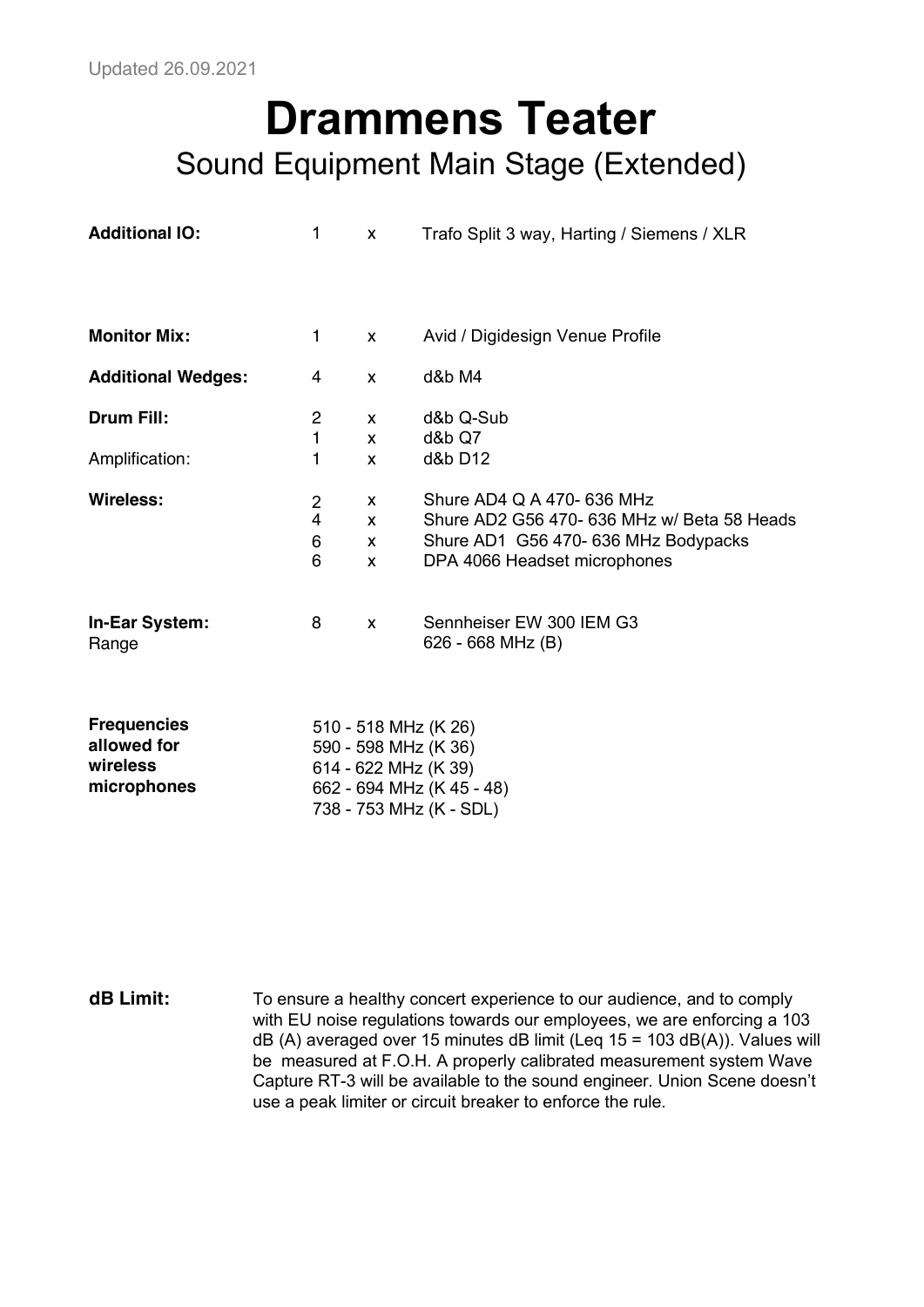Updated 26.09.2021

# Drammens Teater

## Sound Equipment Main Stage (Extended)

| | | | |
|---|---|---|---|
| **Additional IO:** | 1 | x | Trafo Split 3 way, Harting / Siemens / XLR |
| **Monitor Mix:** | 1 | x | Avid / Digidesign Venue Profile |
| **Additional Wedges:** | 4 | x | d&b M4 |
| **Drum Fill:** | 2 | x | d&b Q-Sub |
| | 1 | x | d&b Q7 |
| Amplification: | 1 | x | d&b D12 |
| **Wireless:** | 2 | x | Shure AD4 Q A 470- 636 MHz |
| | 4 | x | Shure AD2 G56 470- 636 MHz w/ Beta 58 Heads |
| | 6 | x | Shure AD1 G56 470- 636 MHz Bodypacks |
| | 6 | x | DPA 4066 Headset microphones |
| **In-Ear System:** | 8 | x | Sennheiser EW 300 IEM G3 |
| Range | | | 626 - 668 MHz (B) |

**Frequencies allowed for wireless microphones**

510 - 518 MHz (K 26)
590 - 598 MHz (K 36)
614 - 622 MHz (K 39)
662 - 694 MHz (K 45 - 48)
738 - 753 MHz (K - SDL)

**dB Limit:** To ensure a healthy concert experience to our audience, and to comply with EU noise regulations towards our employees, we are enforcing a 103 dB (A) averaged over 15 minutes dB limit (Leq 15 = 103 dB(A)). Values will be measured at F.O.H. A properly calibrated measurement system Wave Capture RT-3 will be available to the sound engineer. Union Scene doesn't use a peak limiter or circuit breaker to enforce the rule.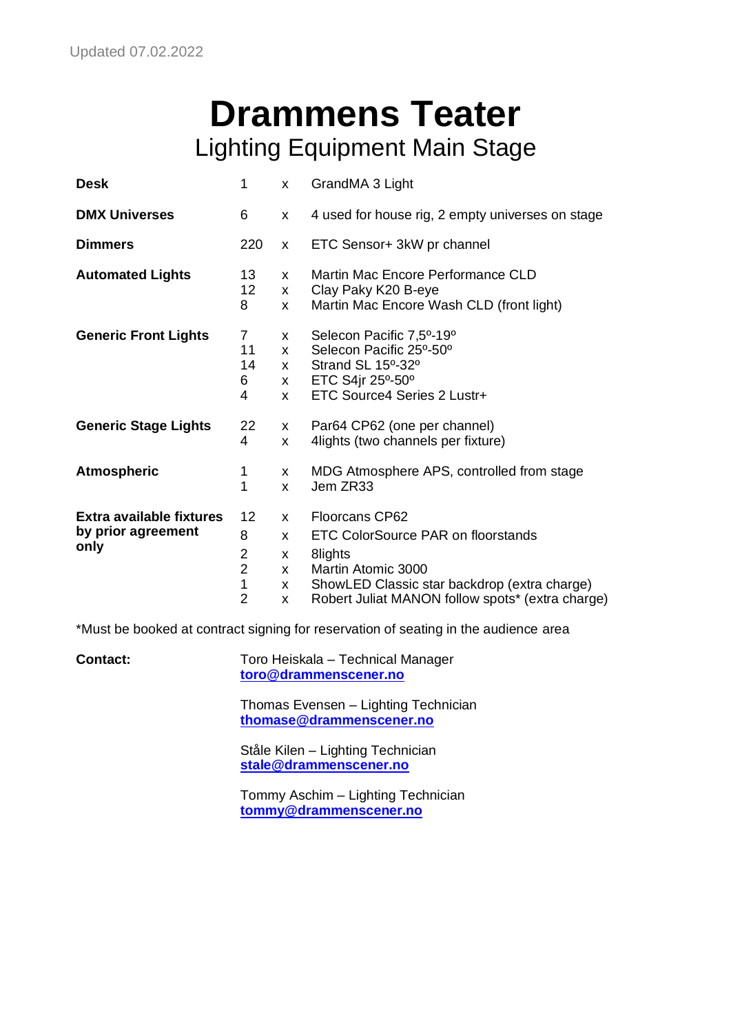Updated 07.02.2022

# Drammens Teater

## Lighting Equipment Main Stage

| | | | |
|---|---|---|---|
| **Desk** | 1 | x | GrandMA 3 Light |
| **DMX Universes** | 6 | x | 4 used for house rig, 2 empty universes on stage |
| **Dimmers** | 220 | x | ETC Sensor+ 3kW pr channel |
| **Automated Lights** | 13 | x | Martin Mac Encore Performance CLD |
| | 12 | x | Clay Paky K20 B-eye |
| | 8 | x | Martin Mac Encore Wash CLD (front light) |
| **Generic Front Lights** | 7 | x | Selecon Pacific 7,5º-19º |
| | 11 | x | Selecon Pacific 25º-50º |
| | 14 | x | Strand SL 15º-32º |
| | 6 | x | ETC S4jr 25º-50º |
| | 4 | x | ETC Source4 Series 2 Lustr+ |
| **Generic Stage Lights** | 22 | x | Par64 CP62 (one per channel) |
| | 4 | x | 4lights (two channels per fixture) |
| **Atmospheric** | 1 | x | MDG Atmosphere APS, controlled from stage |
| | 1 | x | Jem ZR33 |
| **Extra available fixtures by prior agreement only** | 12 | x | Floorcans CP62 |
| | 8 | x | ETC ColorSource PAR on floorstands |
| | 2 | x | 8lights |
| | 2 | x | Martin Atomic 3000 |
| | 1 | x | ShowLED Classic star backdrop (extra charge) |
| | 2 | x | Robert Juliat MANON follow spots* (extra charge) |

*Must be booked at contract signing for reservation of seating in the audience area

**Contact:**

Toro Heiskala – Technical Manager
**toro@drammenscener.no**

Thomas Evensen – Lighting Technician
**thomase@drammenscener.no**

Ståle Kilen – Lighting Technician
**stale@drammenscener.no**

Tommy Aschim – Lighting Technician
**tommy@drammenscener.no**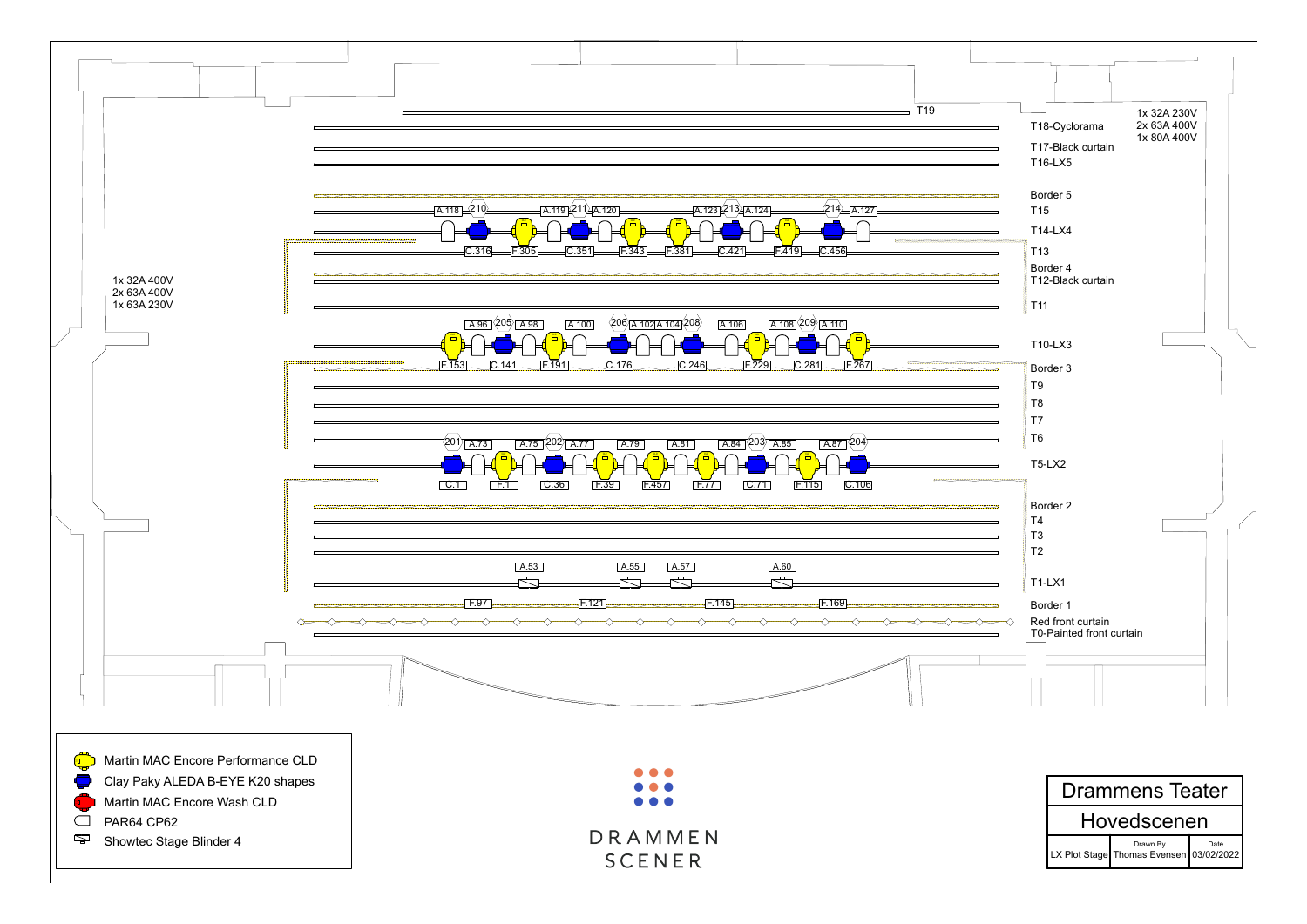T19

T18-Cyclorama

T17-Black curtain

T16-LX5

Border 5

T15

T14-LX4

T13

Border 4

T12-Black curtain

T11

T10-LX3

Border 3

T9

T8

T7

T6

T5-LX2

Border 2

T4

T3

T2

T1-LX1

Border 1

Red front curtain

T0-Painted front curtain

1x 32A 230V
2x 63A 400V
1x 80A 400V

1x 32A 400V
2x 63A 400V
1x 63A 230V

A.118 210 A.119 211 A.120 A.123 213 A.124 214 A.127

C.316 F.305 C.351 F.343 F.381 C.421 F.419 C.456

A.96 205 A.98 A.100 206 A.102 A.104 208 A.106 A.108 209 A.110

F.153 C.141 F.191 C.176 C.246 F.229 C.281 F.267

201 A.73 A.75 202 A.77 A.79 A.81 A.84 203 A.85 A.87 204

C.1 F.1 C.36 F.39 F.457 F.77 C.71 F.115 C.106

A.53 A.55 A.57 A.60

F.97 F.121 F.145 F.169

- Martin MAC Encore Performance CLD
- Clay Paky ALEDA B-EYE K20 shapes
- Martin MAC Encore Wash CLD
- PAR64 CP62
- Showtec Stage Blinder 4

DRAMMEN SCENER

| Drammens Teater | | |
|---|---|---|
| Hovedscenen | | |
| | Drawn By | Date |
| LX Plot Stage | Thomas Evensen | 03/02/2022 |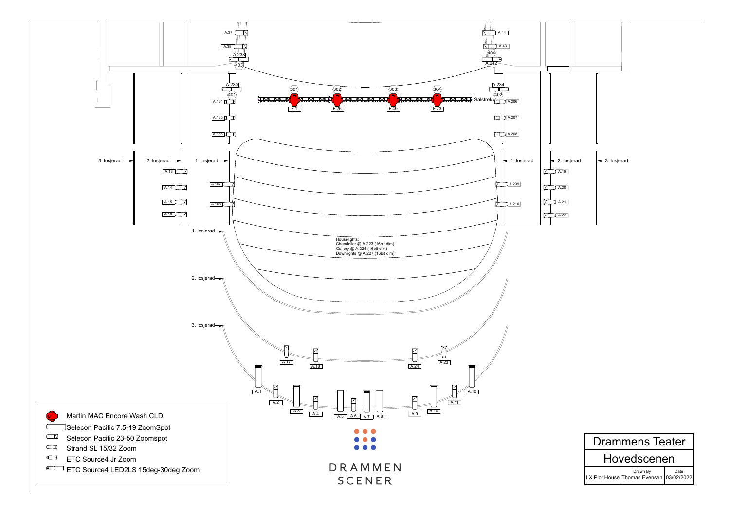A.37

A.38

A.238

403

A.44

A.43

404

A.242

A.230

401

A.164

A.165

A.166

301

302

303

304

F.1

F.25

F.49

F.73

A.234

402

Salstrekk

A.206

A.207

A.208

3. losjerad

2. losjerad

1. losjerad

1. losjerad

2. losjerad

3. losjerad

A.13

A.14

A.15

A.16

A.167

A.168

A.209

A.210

A.19

A.20

A.21

A.22

1. losjerad

Houselights:
Chandelier @ A.223 (16bit dim)
Gallery @ A.225 (16bit dim)
Downlights @ A.227 (16bit dim)

2. losjerad

3. losjerad

A.17

A.18

A.24

A.23

A.1

A.2

A.3

A.4

A.5

A.6

A.7

A.8

A.9

A.10

A.11

A.12

- Martin MAC Encore Wash CLD
- Selecon Pacific 7.5-19 ZoomSpot
- Selecon Pacific 23-50 Zoomspot
- Strand SL 15/32 Zoom
- ETC Source4 Jr Zoom
- ETC Source4 LED2LS 15deg-30deg Zoom

DRAMMEN SCENER

| Drammens Teater | | |
|---|---|---|
| Hovedscenen | | |
| LX Plot House | Drawn By Thomas Evensen | Date 03/02/2022 |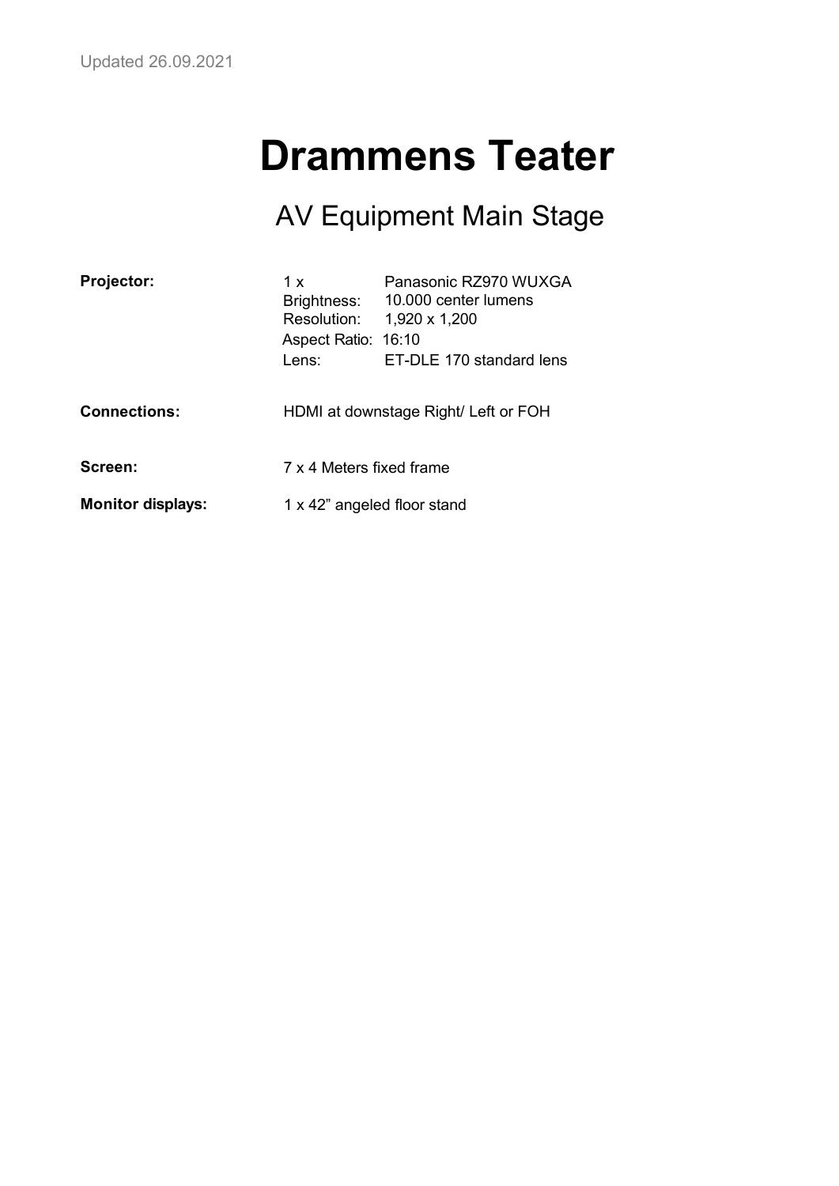Updated 26.09.2021

# Drammens Teater

## AV Equipment Main Stage

**Projector:**

1 x Panasonic RZ970 WUXGA
Brightness: 10.000 center lumens
Resolution: 1,920 x 1,200
Aspect Ratio: 16:10
Lens: ET-DLE 170 standard lens

**Connections:** HDMI at downstage Right/ Left or FOH

**Screen:** 7 x 4 Meters fixed frame

**Monitor displays:** 1 x 42" angeled floor stand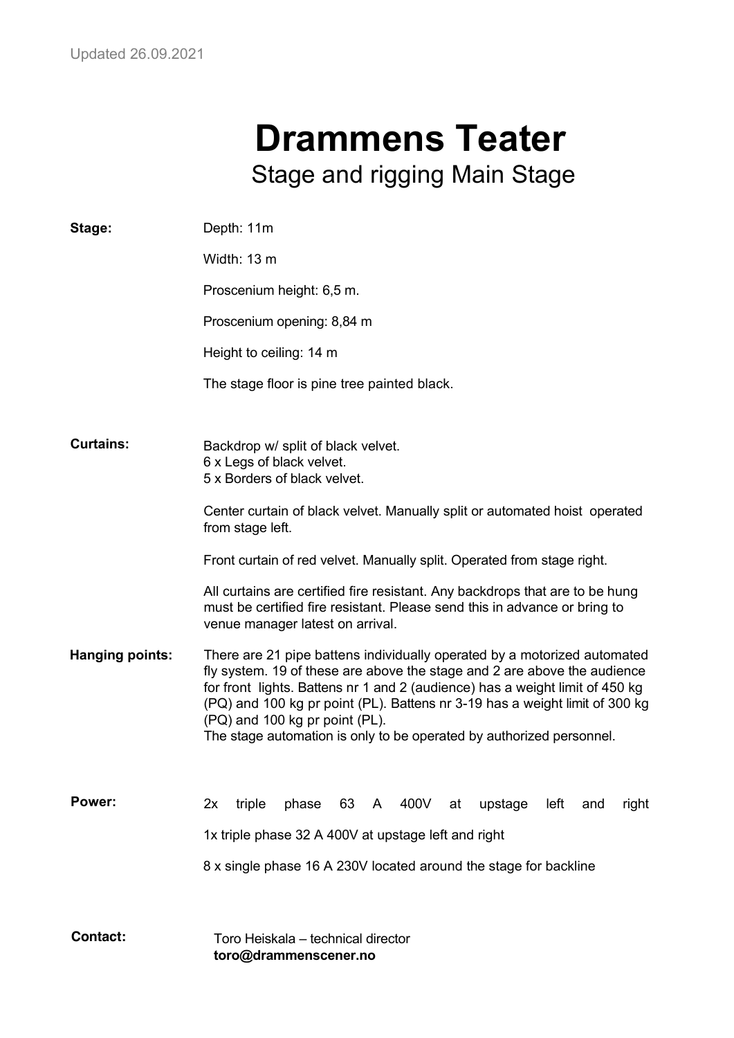Updated 26.09.2021

# Drammens Teater

## Stage and rigging Main Stage

**Stage:**

Depth: 11m

Width: 13 m

Proscenium height: 6,5 m.

Proscenium opening: 8,84 m

Height to ceiling: 14 m

The stage floor is pine tree painted black.

**Curtains:**

Backdrop w/ split of black velvet.
6 x Legs of black velvet.
5 x Borders of black velvet.

Center curtain of black velvet. Manually split or automated hoist operated from stage left.

Front curtain of red velvet. Manually split. Operated from stage right.

All curtains are certified fire resistant. Any backdrops that are to be hung must be certified fire resistant. Please send this in advance or bring to venue manager latest on arrival.

**Hanging points:**

There are 21 pipe battens individually operated by a motorized automated fly system. 19 of these are above the stage and 2 are above the audience for front lights. Battens nr 1 and 2 (audience) has a weight limit of 450 kg (PQ) and 100 kg pr point (PL). Battens nr 3-19 has a weight limit of 300 kg (PQ) and 100 kg pr point (PL).
The stage automation is only to be operated by authorized personnel.

**Power:**

2x triple phase 63 A 400V at upstage left and right

1x triple phase 32 A 400V at upstage left and right

8 x single phase 16 A 230V located around the stage for backline

**Contact:**

Toro Heiskala – technical director
**toro@drammenscener.no**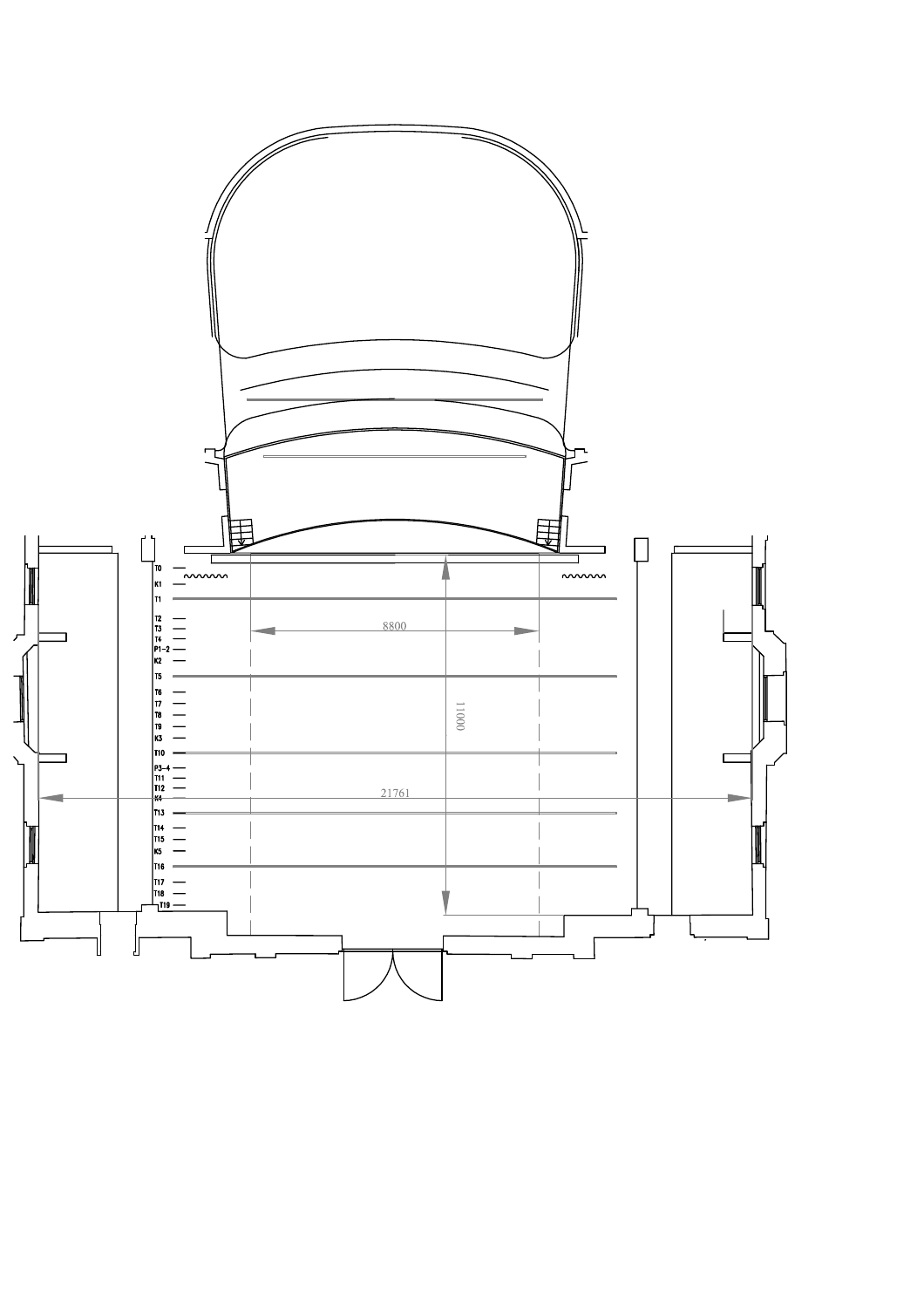T0
K1
T1
T2
T3
T4
P1–2
K2
T5
T6
T7
T8
T9
K3
T10
P3–4
T11
T12
K4
T13
T14
T15
K5
T16
T17
T18
T19

8800

11000

21761